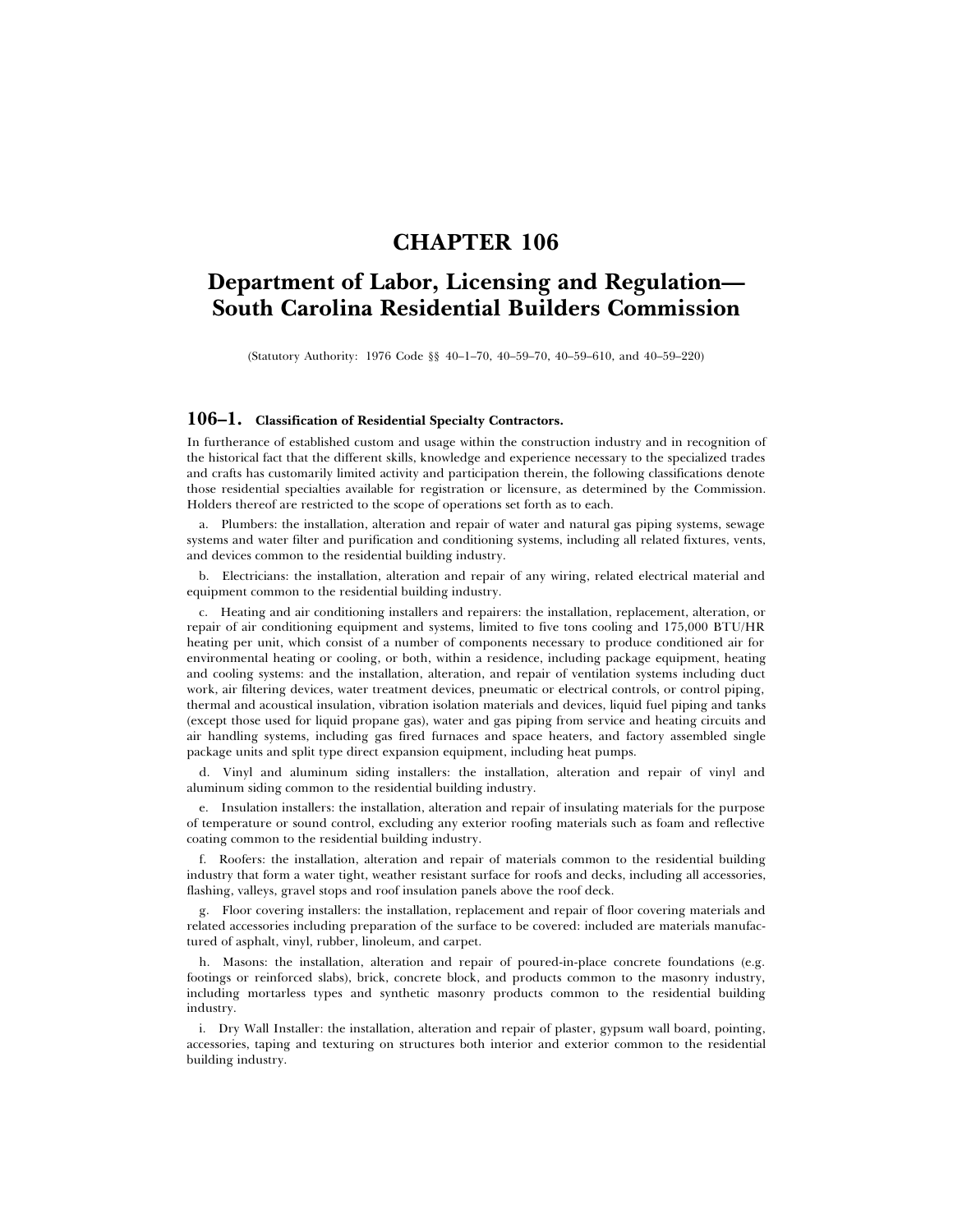# CHAPTER 106

## Department of Labor, Licensing and Regulation— South Carolina Residential Builders Commission

(Statutory Authority: 1976 Code §§ 40–1–70, 40–59–70, 40–59–610, and 40–59–220)

### 106–1. Classification of Residential Specialty Contractors.

In furtherance of established custom and usage within the construction industry and in recognition of the historical fact that the different skills, knowledge and experience necessary to the specialized trades and crafts has customarily limited activity and participation therein, the following classifications denote those residential specialties available for registration or licensure, as determined by the Commission. Holders thereof are restricted to the scope of operations set forth as to each.

a. Plumbers: the installation, alteration and repair of water and natural gas piping systems, sewage systems and water filter and purification and conditioning systems, including all related fixtures, vents, and devices common to the residential building industry.

b. Electricians: the installation, alteration and repair of any wiring, related electrical material and equipment common to the residential building industry.

c. Heating and air conditioning installers and repairers: the installation, replacement, alteration, or repair of air conditioning equipment and systems, limited to five tons cooling and 175,000 BTU/HR heating per unit, which consist of a number of components necessary to produce conditioned air for environmental heating or cooling, or both, within a residence, including package equipment, heating and cooling systems: and the installation, alteration, and repair of ventilation systems including duct work, air filtering devices, water treatment devices, pneumatic or electrical controls, or control piping, thermal and acoustical insulation, vibration isolation materials and devices, liquid fuel piping and tanks (except those used for liquid propane gas), water and gas piping from service and heating circuits and air handling systems, including gas fired furnaces and space heaters, and factory assembled single package units and split type direct expansion equipment, including heat pumps.

d. Vinyl and aluminum siding installers: the installation, alteration and repair of vinyl and aluminum siding common to the residential building industry.

e. Insulation installers: the installation, alteration and repair of insulating materials for the purpose of temperature or sound control, excluding any exterior roofing materials such as foam and reflective coating common to the residential building industry.

f. Roofers: the installation, alteration and repair of materials common to the residential building industry that form a water tight, weather resistant surface for roofs and decks, including all accessories, flashing, valleys, gravel stops and roof insulation panels above the roof deck.

g. Floor covering installers: the installation, replacement and repair of floor covering materials and related accessories including preparation of the surface to be covered: included are materials manufactured of asphalt, vinyl, rubber, linoleum, and carpet.

h. Masons: the installation, alteration and repair of poured-in-place concrete foundations (e.g. footings or reinforced slabs), brick, concrete block, and products common to the masonry industry, including mortarless types and synthetic masonry products common to the residential building industry.

i. Dry Wall Installer: the installation, alteration and repair of plaster, gypsum wall board, pointing, accessories, taping and texturing on structures both interior and exterior common to the residential building industry.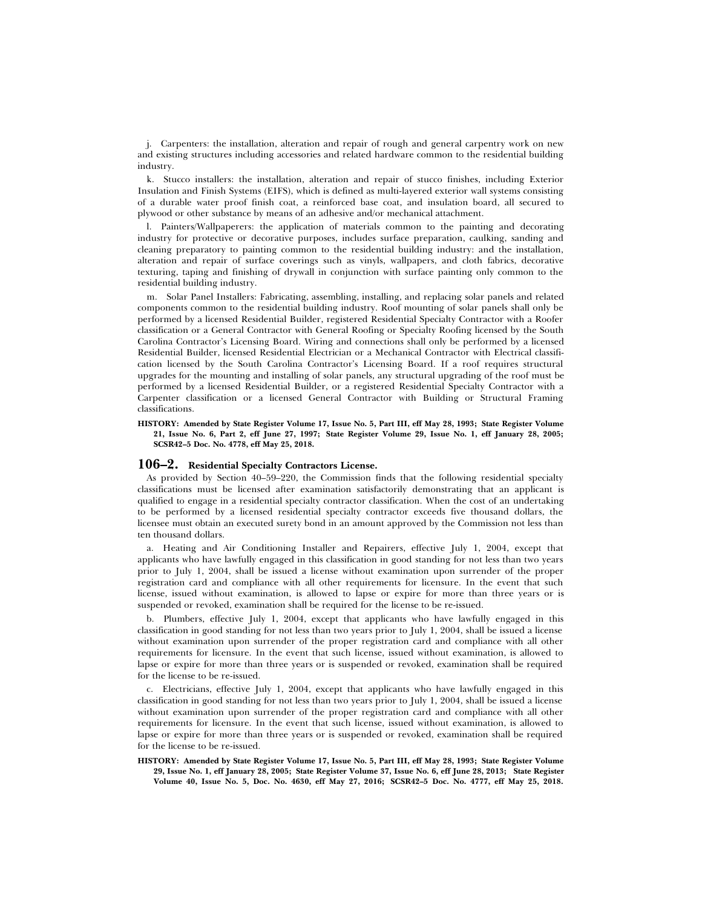j. Carpenters: the installation, alteration and repair of rough and general carpentry work on new and existing structures including accessories and related hardware common to the residential building industry.

k. Stucco installers: the installation, alteration and repair of stucco finishes, including Exterior Insulation and Finish Systems (EIFS), which is defined as multi-layered exterior wall systems consisting of a durable water proof finish coat, a reinforced base coat, and insulation board, all secured to plywood or other substance by means of an adhesive and/or mechanical attachment.

l. Painters/Wallpaperers: the application of materials common to the painting and decorating industry for protective or decorative purposes, includes surface preparation, caulking, sanding and cleaning preparatory to painting common to the residential building industry: and the installation, alteration and repair of surface coverings such as vinyls, wallpapers, and cloth fabrics, decorative texturing, taping and finishing of drywall in conjunction with surface painting only common to the residential building industry.

m. Solar Panel Installers: Fabricating, assembling, installing, and replacing solar panels and related components common to the residential building industry. Roof mounting of solar panels shall only be performed by a licensed Residential Builder, registered Residential Specialty Contractor with a Roofer classification or a General Contractor with General Roofing or Specialty Roofing licensed by the South Carolina Contractor's Licensing Board. Wiring and connections shall only be performed by a licensed Residential Builder, licensed Residential Electrician or a Mechanical Contractor with Electrical classification licensed by the South Carolina Contractor's Licensing Board. If a roof requires structural upgrades for the mounting and installing of solar panels, any structural upgrading of the roof must be performed by a licensed Residential Builder, or a registered Residential Specialty Contractor with a Carpenter classification or a licensed General Contractor with Building or Structural Framing classifications.

**HISTORY: Amended by State Register Volume 17, Issue No. 5, Part III, eff May 28, 1993; State Register Volume 21, Issue No. 6, Part 2, eff June 27, 1997; State Register Volume 29, Issue No. 1, eff January 28, 2005; SCSR42–5 Doc. No. 4778, eff May 25, 2018.**

## 106–2. Residential Specialty Contractors License.

As provided by Section 40–59–220, the Commission finds that the following residential specialty classifications must be licensed after examination satisfactorily demonstrating that an applicant is qualified to engage in a residential specialty contractor classification. When the cost of an undertaking to be performed by a licensed residential specialty contractor exceeds five thousand dollars, the licensee must obtain an executed surety bond in an amount approved by the Commission not less than ten thousand dollars.

a. Heating and Air Conditioning Installer and Repairers, effective July 1, 2004, except that applicants who have lawfully engaged in this classification in good standing for not less than two years prior to July 1, 2004, shall be issued a license without examination upon surrender of the proper registration card and compliance with all other requirements for licensure. In the event that such license, issued without examination, is allowed to lapse or expire for more than three years or is suspended or revoked, examination shall be required for the license to be re-issued.

b. Plumbers, effective July 1, 2004, except that applicants who have lawfully engaged in this classification in good standing for not less than two years prior to July 1, 2004, shall be issued a license without examination upon surrender of the proper registration card and compliance with all other requirements for licensure. In the event that such license, issued without examination, is allowed to lapse or expire for more than three years or is suspended or revoked, examination shall be required for the license to be re-issued.

c. Electricians, effective July 1, 2004, except that applicants who have lawfully engaged in this classification in good standing for not less than two years prior to July 1, 2004, shall be issued a license without examination upon surrender of the proper registration card and compliance with all other requirements for licensure. In the event that such license, issued without examination, is allowed to lapse or expire for more than three years or is suspended or revoked, examination shall be required for the license to be re-issued.

**HISTORY: Amended by State Register Volume 17, Issue No. 5, Part III, eff May 28, 1993; State Register Volume 29, Issue No. 1, eff January 28, 2005; State Register Volume 37, Issue No. 6, eff June 28, 2013; State Register Volume 40, Issue No. 5, Doc. No. 4630, eff May 27, 2016; SCSR42–5 Doc. No. 4777, eff May 25, 2018.**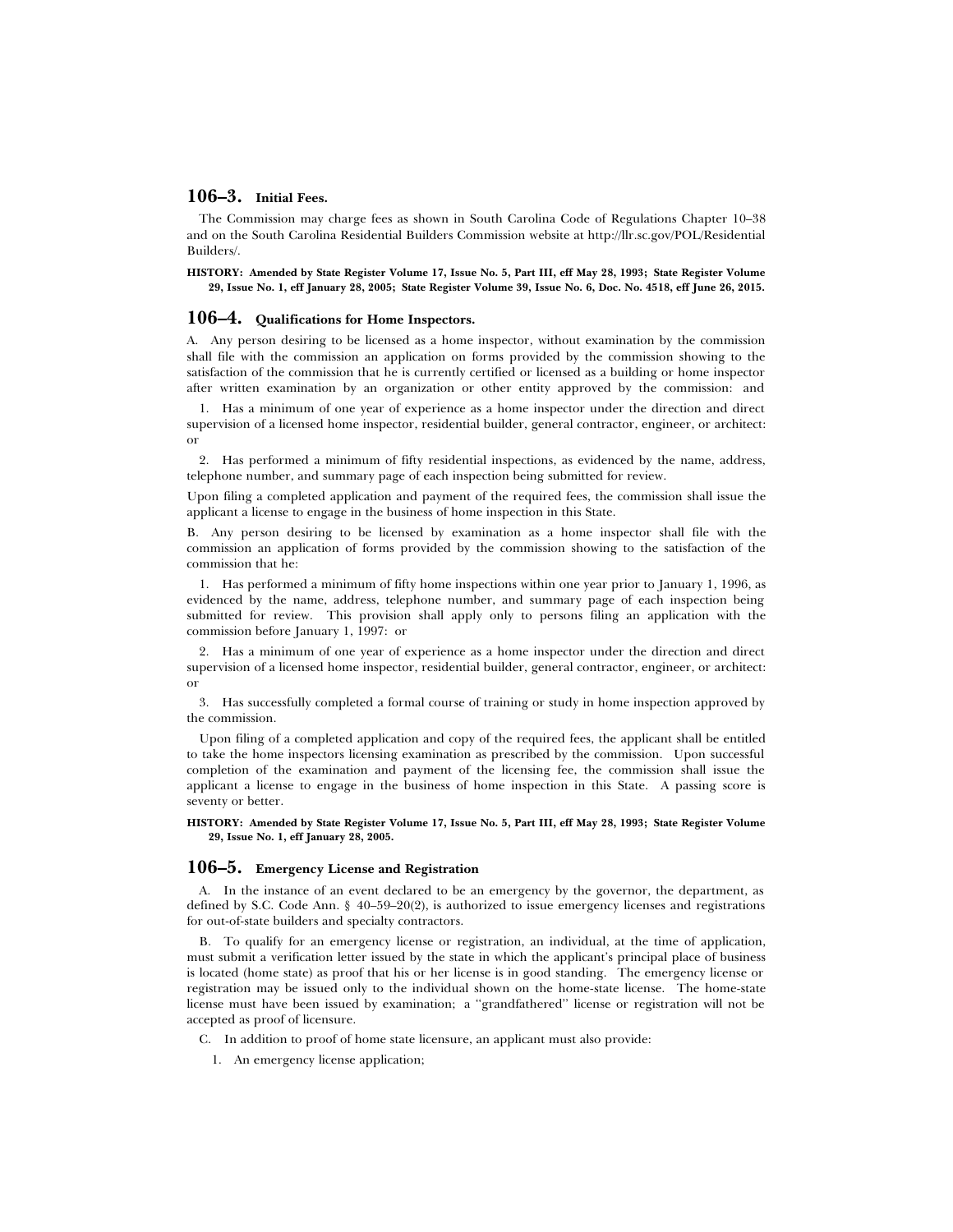## 106–3. Initial Fees.

The Commission may charge fees as shown in South Carolina Code of Regulations Chapter 10–38 and on the South Carolina Residential Builders Commission website at http://llr.sc.gov/POL/Residential Builders/.

**HISTORY: Amended by State Register Volume 17, Issue No. 5, Part III, eff May 28, 1993; State Register Volume 29, Issue No. 1, eff January 28, 2005; State Register Volume 39, Issue No. 6, Doc. No. 4518, eff June 26, 2015.**

## 106–4. Qualifications for Home Inspectors.

A. Any person desiring to be licensed as a home inspector, without examination by the commission shall file with the commission an application on forms provided by the commission showing to the satisfaction of the commission that he is currently certified or licensed as a building or home inspector after written examination by an organization or other entity approved by the commission: and

1. Has a minimum of one year of experience as a home inspector under the direction and direct supervision of a licensed home inspector, residential builder, general contractor, engineer, or architect: or

2. Has performed a minimum of fifty residential inspections, as evidenced by the name, address, telephone number, and summary page of each inspection being submitted for review.

Upon filing a completed application and payment of the required fees, the commission shall issue the applicant a license to engage in the business of home inspection in this State.

B. Any person desiring to be licensed by examination as a home inspector shall file with the commission an application of forms provided by the commission showing to the satisfaction of the commission that he:

1. Has performed a minimum of fifty home inspections within one year prior to January 1, 1996, as evidenced by the name, address, telephone number, and summary page of each inspection being submitted for review. This provision shall apply only to persons filing an application with the commission before January 1, 1997: or

2. Has a minimum of one year of experience as a home inspector under the direction and direct supervision of a licensed home inspector, residential builder, general contractor, engineer, or architect: or

3. Has successfully completed a formal course of training or study in home inspection approved by the commission.

Upon filing of a completed application and copy of the required fees, the applicant shall be entitled to take the home inspectors licensing examination as prescribed by the commission. Upon successful completion of the examination and payment of the licensing fee, the commission shall issue the applicant a license to engage in the business of home inspection in this State. A passing score is seventy or better.

**HISTORY: Amended by State Register Volume 17, Issue No. 5, Part III, eff May 28, 1993; State Register Volume 29, Issue No. 1, eff January 28, 2005.**

## 106–5. Emergency License and Registration

A. In the instance of an event declared to be an emergency by the governor, the department, as defined by S.C. Code Ann. § 40–59–20(2), is authorized to issue emergency licenses and registrations for out-of-state builders and specialty contractors.

B. To qualify for an emergency license or registration, an individual, at the time of application, must submit a verification letter issued by the state in which the applicant's principal place of business is located (home state) as proof that his or her license is in good standing. The emergency license or registration may be issued only to the individual shown on the home-state license. The home-state license must have been issued by examination; a "grandfathered" license or registration will not be accepted as proof of licensure.

C. In addition to proof of home state licensure, an applicant must also provide:

1. An emergency license application;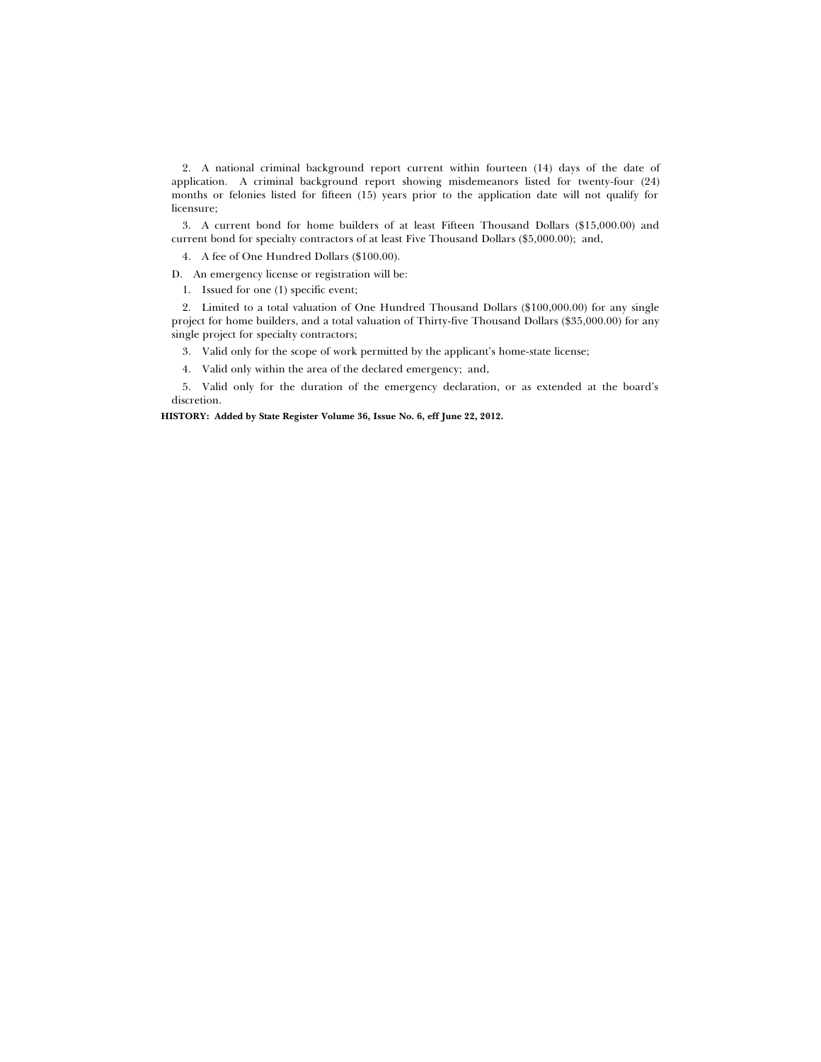2. A national criminal background report current within fourteen (14) days of the date of application. A criminal background report showing misdemeanors listed for twenty-four (24) months or felonies listed for fifteen (15) years prior to the application date will not qualify for licensure;

3. A current bond for home builders of at least Fifteen Thousand Dollars ($15,000.00) and current bond for specialty contractors of at least Five Thousand Dollars ($5,000.00); and,

4. A fee of One Hundred Dollars ($100.00).

D. An emergency license or registration will be:

1. Issued for one (1) specific event;

2. Limited to a total valuation of One Hundred Thousand Dollars ($100,000.00) for any single project for home builders, and a total valuation of Thirty-five Thousand Dollars ($35,000.00) for any single project for specialty contractors;

3. Valid only for the scope of work permitted by the applicant's home-state license;

4. Valid only within the area of the declared emergency; and,

5. Valid only for the duration of the emergency declaration, or as extended at the board's discretion.

**HISTORY: Added by State Register Volume 36, Issue No. 6, eff June 22, 2012.**